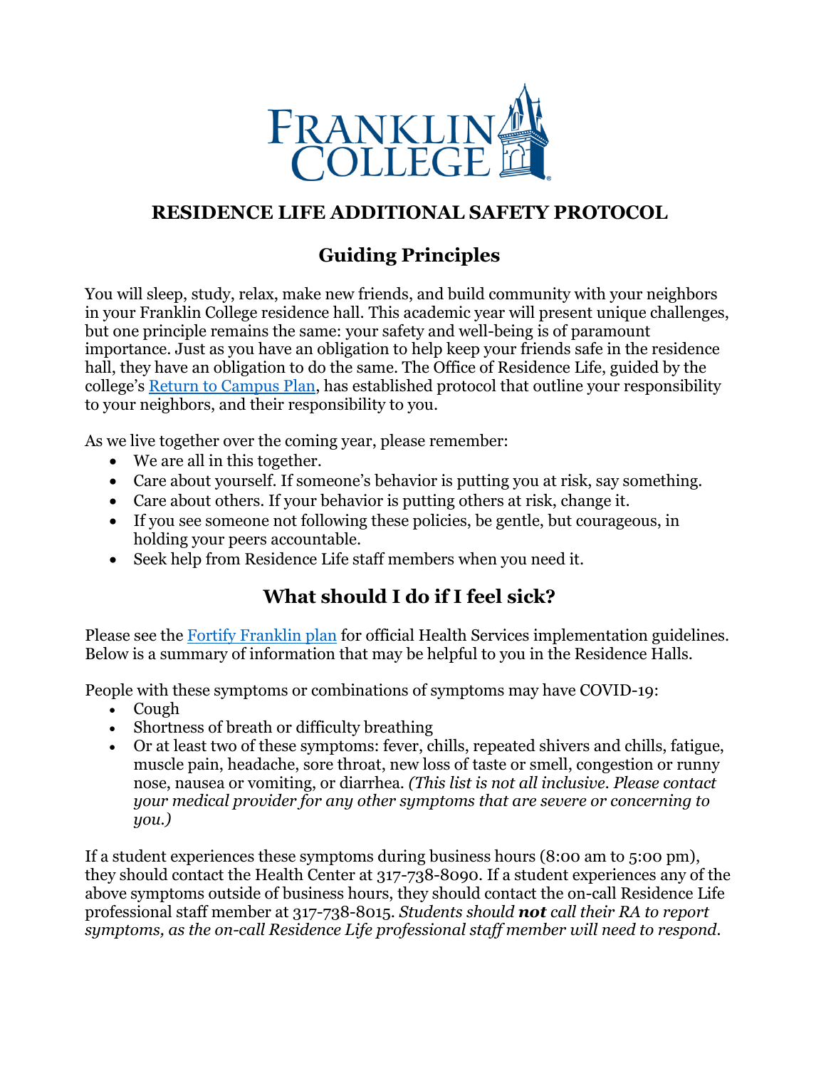# RESIDENCE LIFE ADDITIONAL SAFETY PROTOCOL

## Guiding Principles

You will sleep, study, relax, make new friends, and build community with your neighbors in your Franklin College residence hall. This academic year will present unique challenges, but one principle remains the same: your safety and well-being is of paramount importance. Just as you have an obligation to help keep your friends safe in the residence hall, they have an obligation to do the same. The Office of Residence Life, guided by the college's Return to Campus Plan, has established protocol that outline your responsibility to your neighbors, and their responsibility to you.

As we live together over the coming year, please remember:

- We are all in this together.
- Care about yourself. If someone's behavior is putting you at risk, say something.
- Care about others. If your behavior is putting others at risk, change it.
- If you see someone not following these policies, be gentle, but courageous, in holding your peers accountable.
- Seek help from Residence Life staff members when you need it.

## What should I do if I feel sick?

Please see the Fortify Franklin plan for official Health Services implementation guidelines. Below is a summary of information that may be helpful to you in the Residence Halls.

People with these symptoms or combinations of symptoms may have COVID-19:

- Cough
- Shortness of breath or difficulty breathing
- Or at least two of these symptoms: fever, chills, repeated shivers and chills, fatigue, muscle pain, headache, sore throat, new loss of taste or smell, congestion or runny nose, nausea or vomiting, or diarrhea. *(This list is not all inclusive. Please contact your medical provider for any other symptoms that are severe or concerning to you.)*

If a student experiences these symptoms during business hours (8:00 am to 5:00 pm), they should contact the Health Center at 317-738-8090. If a student experiences any of the above symptoms outside of business hours, they should contact the on-call Residence Life professional staff member at 317-738-8015. *Students should **not** call their RA to report symptoms, as the on-call Residence Life professional staff member will need to respond.*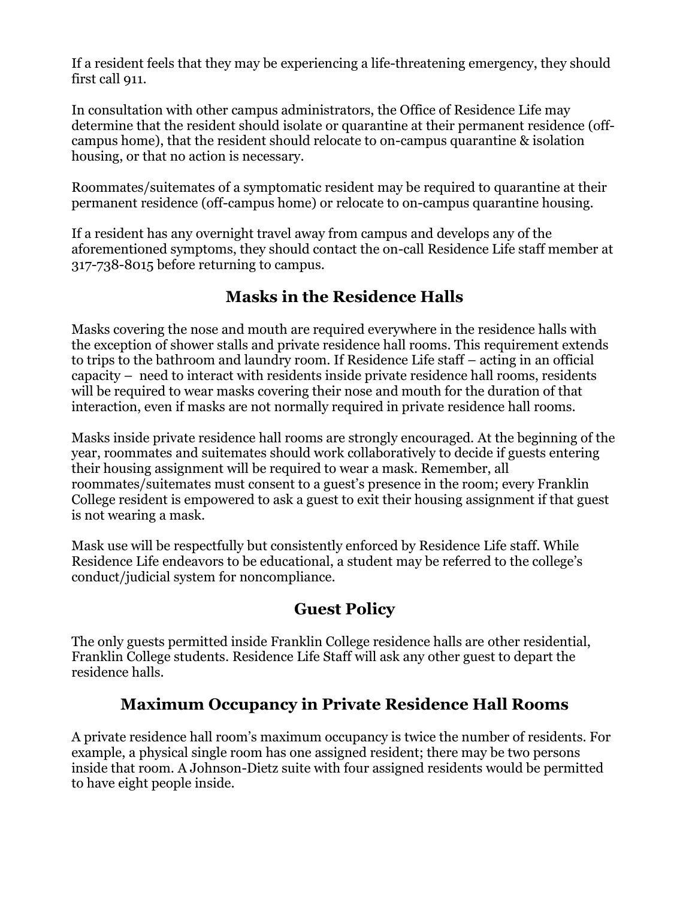If a resident feels that they may be experiencing a life-threatening emergency, they should first call 911.

In consultation with other campus administrators, the Office of Residence Life may determine that the resident should isolate or quarantine at their permanent residence (off-campus home), that the resident should relocate to on-campus quarantine & isolation housing, or that no action is necessary.

Roommates/suitemates of a symptomatic resident may be required to quarantine at their permanent residence (off-campus home) or relocate to on-campus quarantine housing.

If a resident has any overnight travel away from campus and develops any of the aforementioned symptoms, they should contact the on-call Residence Life staff member at 317-738-8015 before returning to campus.

## Masks in the Residence Halls

Masks covering the nose and mouth are required everywhere in the residence halls with the exception of shower stalls and private residence hall rooms. This requirement extends to trips to the bathroom and laundry room. If Residence Life staff – acting in an official capacity – need to interact with residents inside private residence hall rooms, residents will be required to wear masks covering their nose and mouth for the duration of that interaction, even if masks are not normally required in private residence hall rooms.

Masks inside private residence hall rooms are strongly encouraged. At the beginning of the year, roommates and suitemates should work collaboratively to decide if guests entering their housing assignment will be required to wear a mask. Remember, all roommates/suitemates must consent to a guest's presence in the room; every Franklin College resident is empowered to ask a guest to exit their housing assignment if that guest is not wearing a mask.

Mask use will be respectfully but consistently enforced by Residence Life staff. While Residence Life endeavors to be educational, a student may be referred to the college's conduct/judicial system for noncompliance.

## Guest Policy

The only guests permitted inside Franklin College residence halls are other residential, Franklin College students. Residence Life Staff will ask any other guest to depart the residence halls.

## Maximum Occupancy in Private Residence Hall Rooms

A private residence hall room's maximum occupancy is twice the number of residents. For example, a physical single room has one assigned resident; there may be two persons inside that room. A Johnson-Dietz suite with four assigned residents would be permitted to have eight people inside.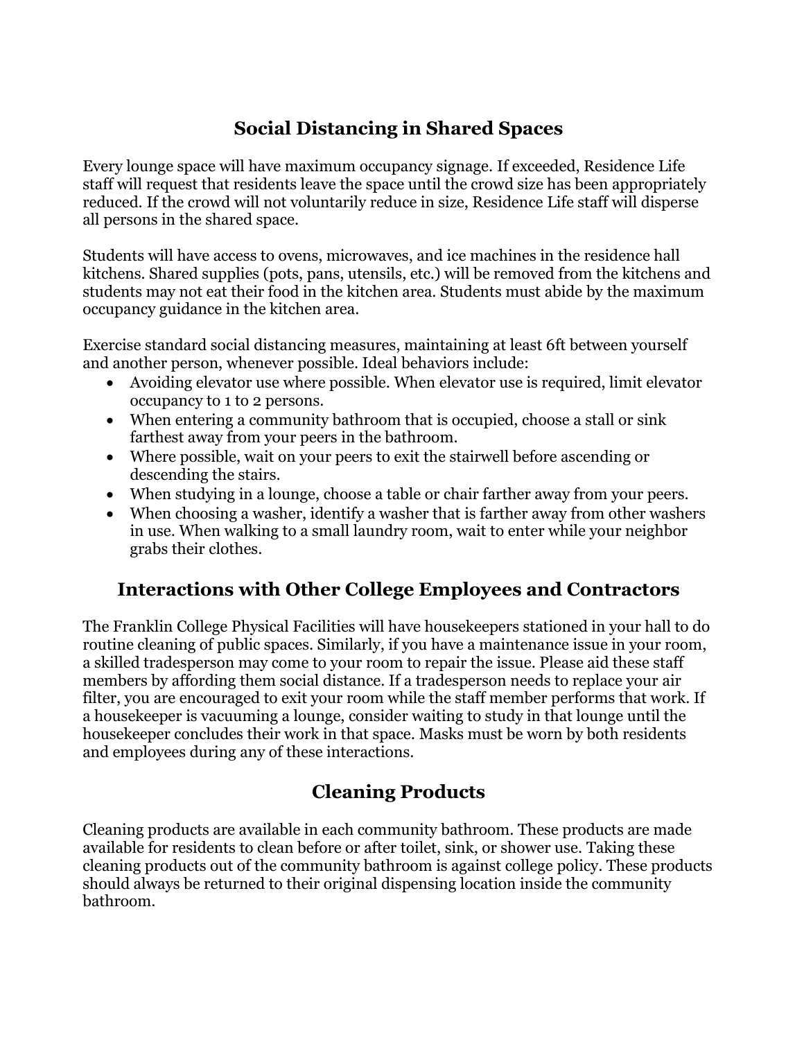## Social Distancing in Shared Spaces

Every lounge space will have maximum occupancy signage. If exceeded, Residence Life staff will request that residents leave the space until the crowd size has been appropriately reduced. If the crowd will not voluntarily reduce in size, Residence Life staff will disperse all persons in the shared space.

Students will have access to ovens, microwaves, and ice machines in the residence hall kitchens. Shared supplies (pots, pans, utensils, etc.) will be removed from the kitchens and students may not eat their food in the kitchen area. Students must abide by the maximum occupancy guidance in the kitchen area.

Exercise standard social distancing measures, maintaining at least 6ft between yourself and another person, whenever possible. Ideal behaviors include:

- Avoiding elevator use where possible. When elevator use is required, limit elevator occupancy to 1 to 2 persons.
- When entering a community bathroom that is occupied, choose a stall or sink farthest away from your peers in the bathroom.
- Where possible, wait on your peers to exit the stairwell before ascending or descending the stairs.
- When studying in a lounge, choose a table or chair farther away from your peers.
- When choosing a washer, identify a washer that is farther away from other washers in use. When walking to a small laundry room, wait to enter while your neighbor grabs their clothes.

## Interactions with Other College Employees and Contractors

The Franklin College Physical Facilities will have housekeepers stationed in your hall to do routine cleaning of public spaces. Similarly, if you have a maintenance issue in your room, a skilled tradesperson may come to your room to repair the issue. Please aid these staff members by affording them social distance. If a tradesperson needs to replace your air filter, you are encouraged to exit your room while the staff member performs that work. If a housekeeper is vacuuming a lounge, consider waiting to study in that lounge until the housekeeper concludes their work in that space. Masks must be worn by both residents and employees during any of these interactions.

## Cleaning Products

Cleaning products are available in each community bathroom. These products are made available for residents to clean before or after toilet, sink, or shower use. Taking these cleaning products out of the community bathroom is against college policy. These products should always be returned to their original dispensing location inside the community bathroom.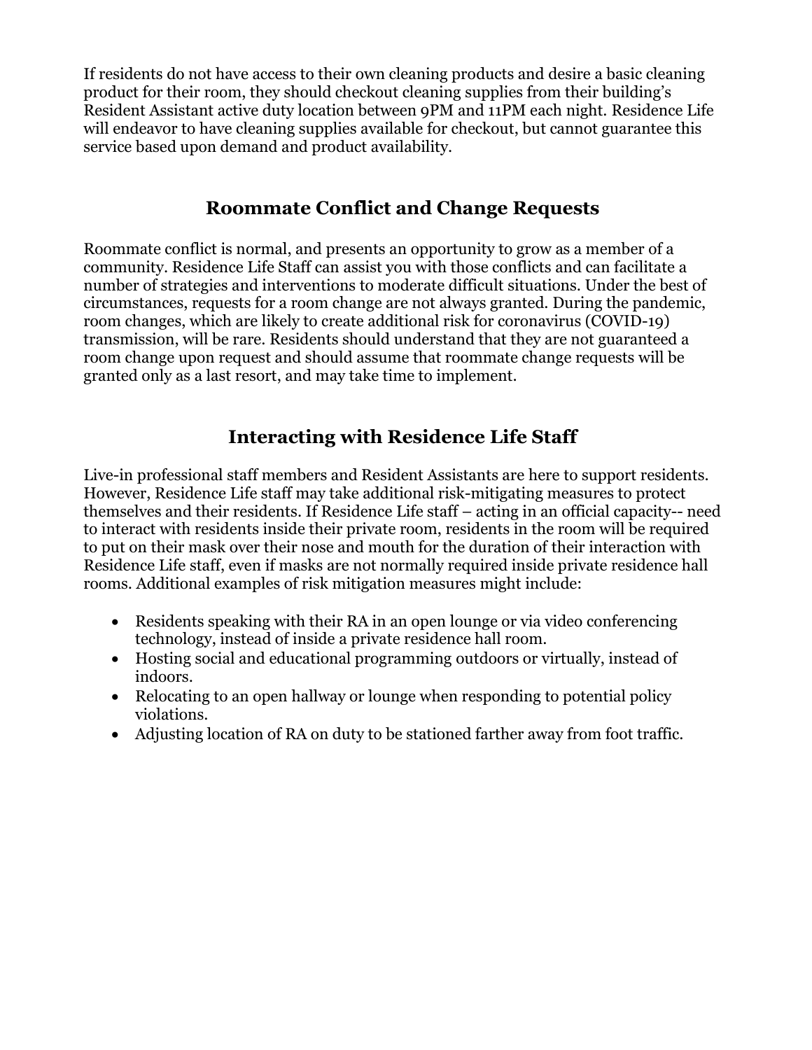If residents do not have access to their own cleaning products and desire a basic cleaning product for their room, they should checkout cleaning supplies from their building's Resident Assistant active duty location between 9PM and 11PM each night. Residence Life will endeavor to have cleaning supplies available for checkout, but cannot guarantee this service based upon demand and product availability.

## Roommate Conflict and Change Requests

Roommate conflict is normal, and presents an opportunity to grow as a member of a community. Residence Life Staff can assist you with those conflicts and can facilitate a number of strategies and interventions to moderate difficult situations. Under the best of circumstances, requests for a room change are not always granted. During the pandemic, room changes, which are likely to create additional risk for coronavirus (COVID-19) transmission, will be rare. Residents should understand that they are not guaranteed a room change upon request and should assume that roommate change requests will be granted only as a last resort, and may take time to implement.

## Interacting with Residence Life Staff

Live-in professional staff members and Resident Assistants are here to support residents. However, Residence Life staff may take additional risk-mitigating measures to protect themselves and their residents. If Residence Life staff – acting in an official capacity-- need to interact with residents inside their private room, residents in the room will be required to put on their mask over their nose and mouth for the duration of their interaction with Residence Life staff, even if masks are not normally required inside private residence hall rooms. Additional examples of risk mitigation measures might include:

- Residents speaking with their RA in an open lounge or via video conferencing technology, instead of inside a private residence hall room.
- Hosting social and educational programming outdoors or virtually, instead of indoors.
- Relocating to an open hallway or lounge when responding to potential policy violations.
- Adjusting location of RA on duty to be stationed farther away from foot traffic.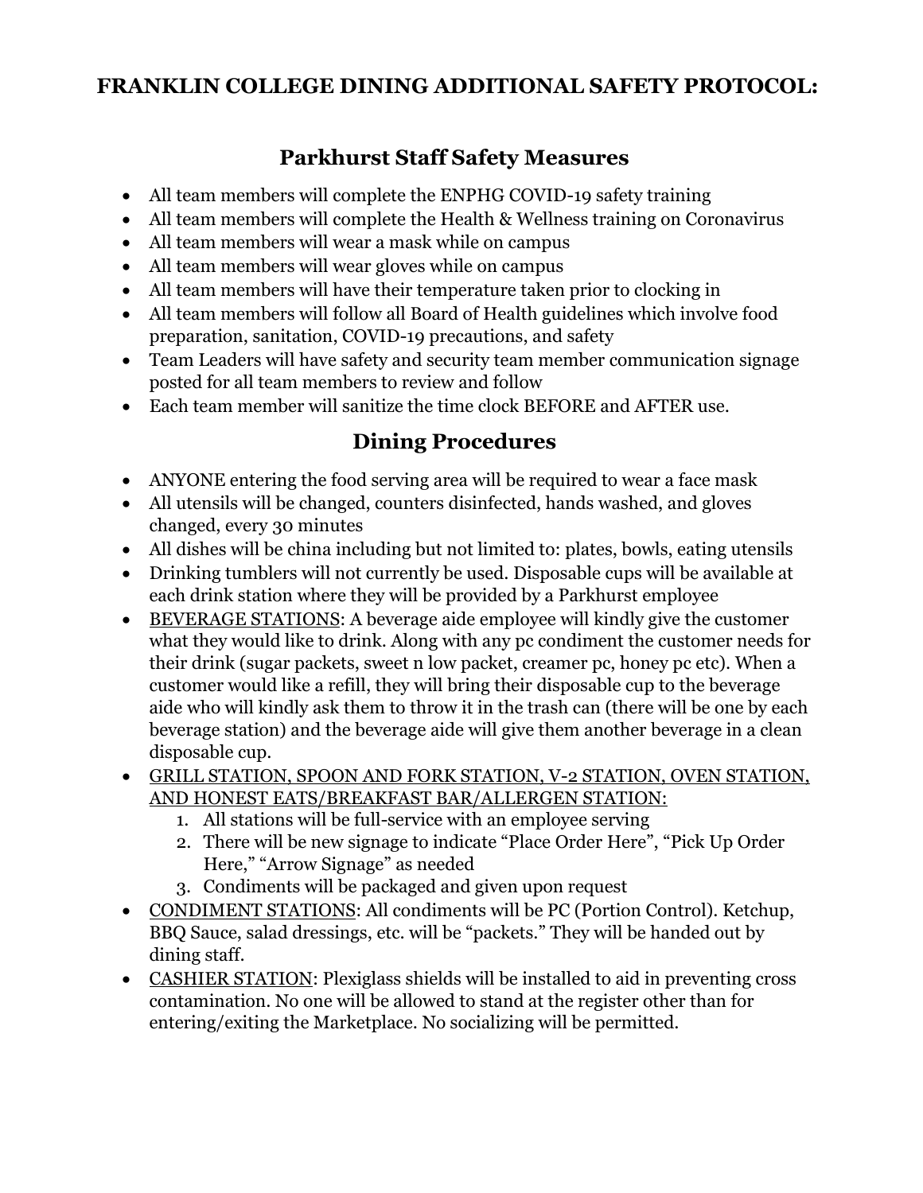# FRANKLIN COLLEGE DINING ADDITIONAL SAFETY PROTOCOL:

## Parkhurst Staff Safety Measures

- All team members will complete the ENPHG COVID-19 safety training
- All team members will complete the Health & Wellness training on Coronavirus
- All team members will wear a mask while on campus
- All team members will wear gloves while on campus
- All team members will have their temperature taken prior to clocking in
- All team members will follow all Board of Health guidelines which involve food preparation, sanitation, COVID-19 precautions, and safety
- Team Leaders will have safety and security team member communication signage posted for all team members to review and follow
- Each team member will sanitize the time clock BEFORE and AFTER use.

## Dining Procedures

- ANYONE entering the food serving area will be required to wear a face mask
- All utensils will be changed, counters disinfected, hands washed, and gloves changed, every 30 minutes
- All dishes will be china including but not limited to: plates, bowls, eating utensils
- Drinking tumblers will not currently be used. Disposable cups will be available at each drink station where they will be provided by a Parkhurst employee
- BEVERAGE STATIONS: A beverage aide employee will kindly give the customer what they would like to drink. Along with any pc condiment the customer needs for their drink (sugar packets, sweet n low packet, creamer pc, honey pc etc). When a customer would like a refill, they will bring their disposable cup to the beverage aide who will kindly ask them to throw it in the trash can (there will be one by each beverage station) and the beverage aide will give them another beverage in a clean disposable cup.
- GRILL STATION, SPOON AND FORK STATION, V-2 STATION, OVEN STATION, AND HONEST EATS/BREAKFAST BAR/ALLERGEN STATION:
  1. All stations will be full-service with an employee serving
  2. There will be new signage to indicate "Place Order Here", "Pick Up Order Here," "Arrow Signage" as needed
  3. Condiments will be packaged and given upon request
- CONDIMENT STATIONS: All condiments will be PC (Portion Control). Ketchup, BBQ Sauce, salad dressings, etc. will be "packets." They will be handed out by dining staff.
- CASHIER STATION: Plexiglass shields will be installed to aid in preventing cross contamination. No one will be allowed to stand at the register other than for entering/exiting the Marketplace. No socializing will be permitted.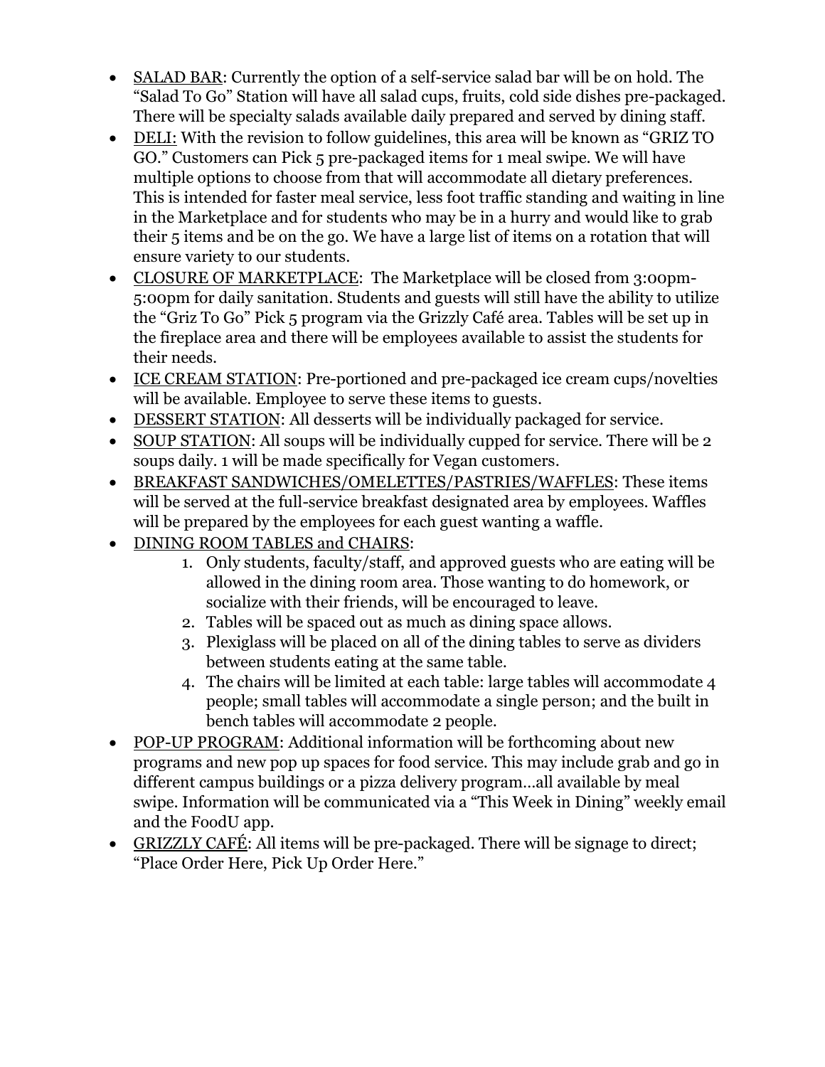- SALAD BAR: Currently the option of a self-service salad bar will be on hold. The "Salad To Go" Station will have all salad cups, fruits, cold side dishes pre-packaged. There will be specialty salads available daily prepared and served by dining staff.
- DELI: With the revision to follow guidelines, this area will be known as "GRIZ TO GO." Customers can Pick 5 pre-packaged items for 1 meal swipe. We will have multiple options to choose from that will accommodate all dietary preferences. This is intended for faster meal service, less foot traffic standing and waiting in line in the Marketplace and for students who may be in a hurry and would like to grab their 5 items and be on the go. We have a large list of items on a rotation that will ensure variety to our students.
- CLOSURE OF MARKETPLACE: The Marketplace will be closed from 3:00pm-5:00pm for daily sanitation. Students and guests will still have the ability to utilize the "Griz To Go" Pick 5 program via the Grizzly Café area. Tables will be set up in the fireplace area and there will be employees available to assist the students for their needs.
- ICE CREAM STATION: Pre-portioned and pre-packaged ice cream cups/novelties will be available. Employee to serve these items to guests.
- DESSERT STATION: All desserts will be individually packaged for service.
- SOUP STATION: All soups will be individually cupped for service. There will be 2 soups daily. 1 will be made specifically for Vegan customers.
- BREAKFAST SANDWICHES/OMELETTES/PASTRIES/WAFFLES: These items will be served at the full-service breakfast designated area by employees. Waffles will be prepared by the employees for each guest wanting a waffle.
- DINING ROOM TABLES and CHAIRS:
    1. Only students, faculty/staff, and approved guests who are eating will be allowed in the dining room area. Those wanting to do homework, or socialize with their friends, will be encouraged to leave.
    2. Tables will be spaced out as much as dining space allows.
    3. Plexiglass will be placed on all of the dining tables to serve as dividers between students eating at the same table.
    4. The chairs will be limited at each table: large tables will accommodate 4 people; small tables will accommodate a single person; and the built in bench tables will accommodate 2 people.
- POP-UP PROGRAM: Additional information will be forthcoming about new programs and new pop up spaces for food service. This may include grab and go in different campus buildings or a pizza delivery program…all available by meal swipe. Information will be communicated via a "This Week in Dining" weekly email and the FoodU app.
- GRIZZLY CAFÉ: All items will be pre-packaged. There will be signage to direct; "Place Order Here, Pick Up Order Here."